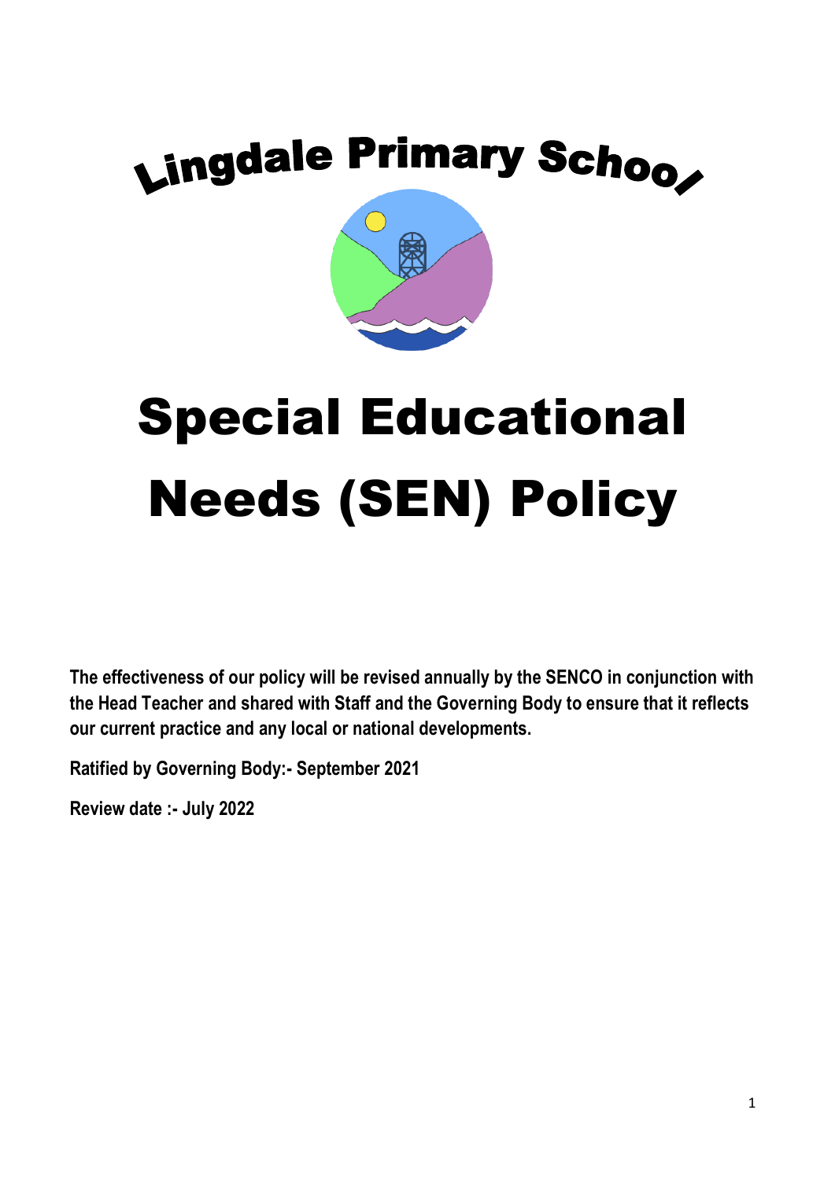# Lingdale Primary School

# Special Educational Needs (SEN) Policy

**The effectiveness of our policy will be revised annually by the SENCO in conjunction with the Head Teacher and shared with Staff and the Governing Body to ensure that it reflects our current practice and any local or national developments.**

**Ratified by Governing Body:- September 2021**

**Review date :- July 2022**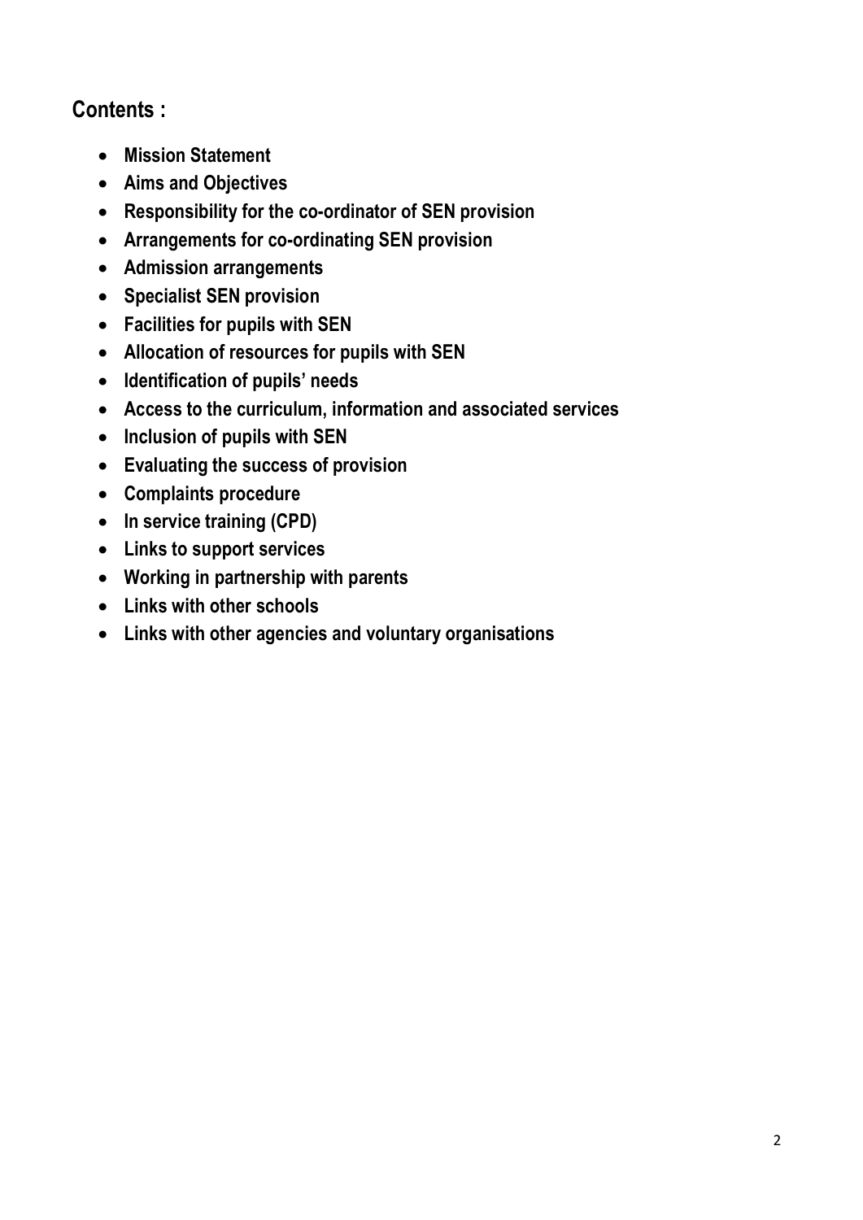## Contents :

- **Mission Statement**
- **Aims and Objectives**
- **Responsibility for the co-ordinator of SEN provision**
- **Arrangements for co-ordinating SEN provision**
- **Admission arrangements**
- **Specialist SEN provision**
- **Facilities for pupils with SEN**
- **Allocation of resources for pupils with SEN**
- **Identification of pupils' needs**
- **Access to the curriculum, information and associated services**
- **Inclusion of pupils with SEN**
- **Evaluating the success of provision**
- **Complaints procedure**
- **In service training (CPD)**
- **Links to support services**
- **Working in partnership with parents**
- **Links with other schools**
- **Links with other agencies and voluntary organisations**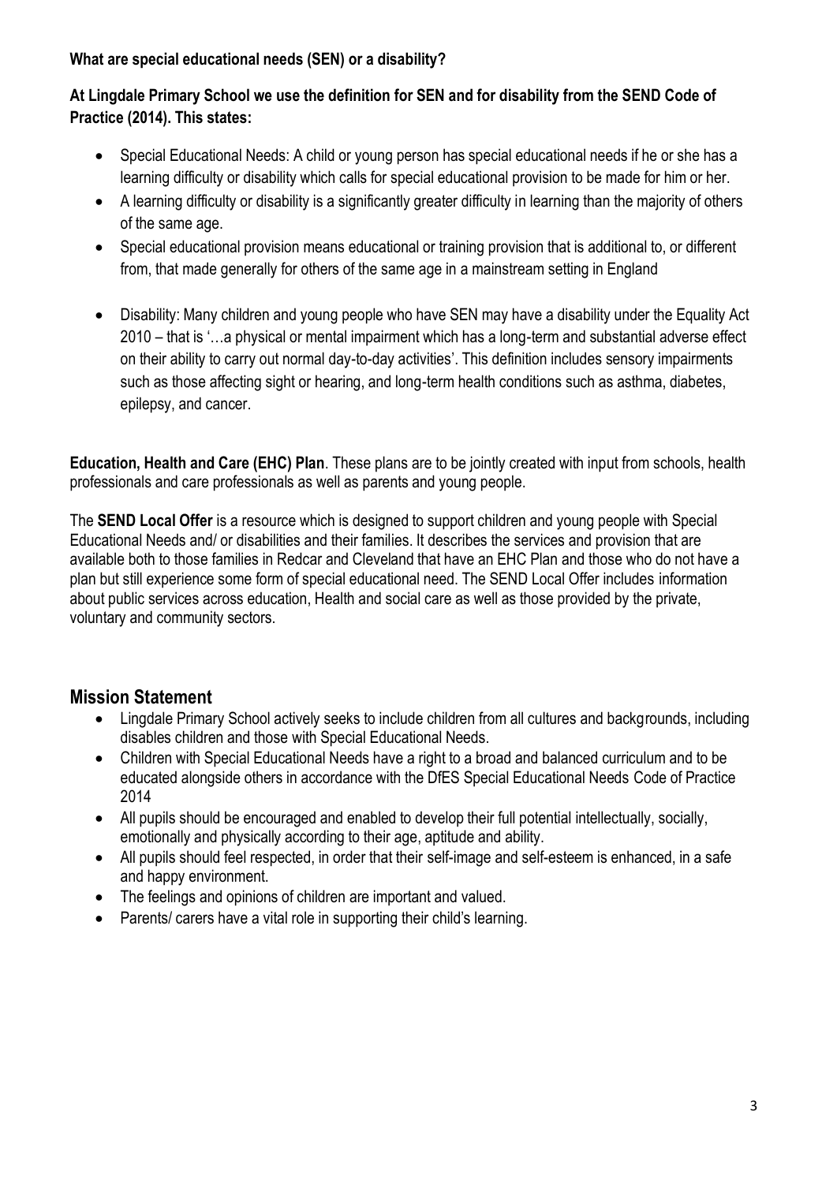**What are special educational needs (SEN) or a disability?**

**At Lingdale Primary School we use the definition for SEN and for disability from the SEND Code of Practice (2014). This states:**

- Special Educational Needs: A child or young person has special educational needs if he or she has a learning difficulty or disability which calls for special educational provision to be made for him or her.
- A learning difficulty or disability is a significantly greater difficulty in learning than the majority of others of the same age.
- Special educational provision means educational or training provision that is additional to, or different from, that made generally for others of the same age in a mainstream setting in England
- Disability: Many children and young people who have SEN may have a disability under the Equality Act 2010 – that is '…a physical or mental impairment which has a long-term and substantial adverse effect on their ability to carry out normal day-to-day activities'. This definition includes sensory impairments such as those affecting sight or hearing, and long-term health conditions such as asthma, diabetes, epilepsy, and cancer.

**Education, Health and Care (EHC) Plan**. These plans are to be jointly created with input from schools, health professionals and care professionals as well as parents and young people.

The **SEND Local Offer** is a resource which is designed to support children and young people with Special Educational Needs and/ or disabilities and their families. It describes the services and provision that are available both to those families in Redcar and Cleveland that have an EHC Plan and those who do not have a plan but still experience some form of special educational need. The SEND Local Offer includes information about public services across education, Health and social care as well as those provided by the private, voluntary and community sectors.

## Mission Statement

- Lingdale Primary School actively seeks to include children from all cultures and backgrounds, including disables children and those with Special Educational Needs.
- Children with Special Educational Needs have a right to a broad and balanced curriculum and to be educated alongside others in accordance with the DfES Special Educational Needs Code of Practice 2014
- All pupils should be encouraged and enabled to develop their full potential intellectually, socially, emotionally and physically according to their age, aptitude and ability.
- All pupils should feel respected, in order that their self-image and self-esteem is enhanced, in a safe and happy environment.
- The feelings and opinions of children are important and valued.
- Parents/ carers have a vital role in supporting their child's learning.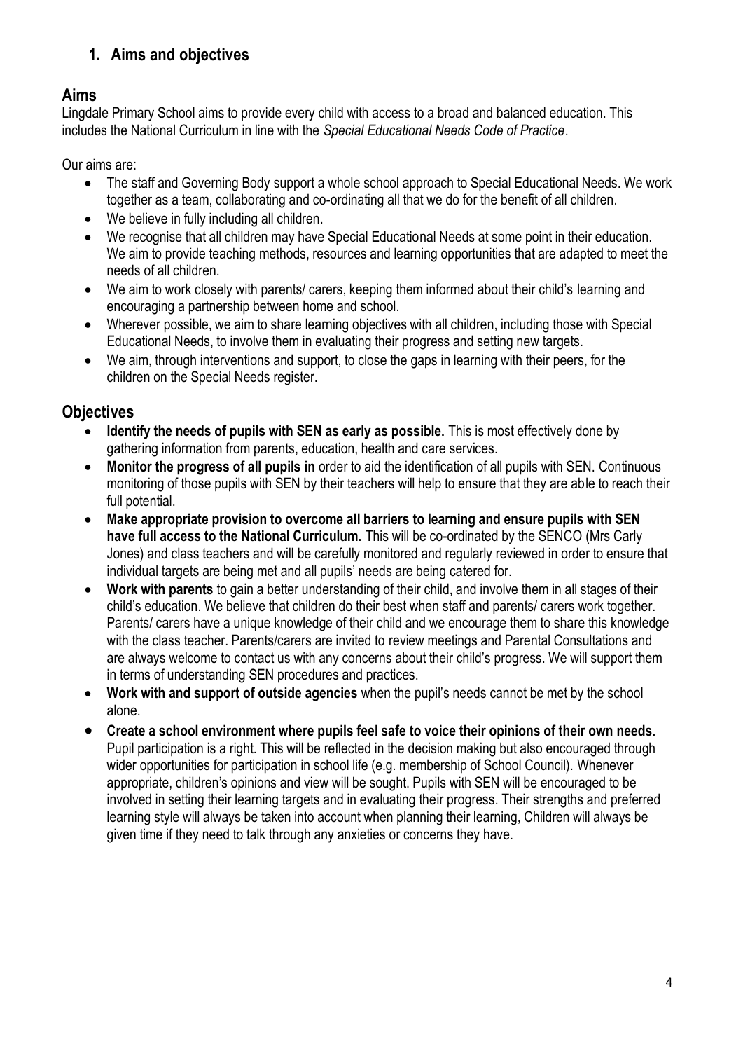## 1. Aims and objectives

### Aims

Lingdale Primary School aims to provide every child with access to a broad and balanced education. This includes the National Curriculum in line with the *Special Educational Needs Code of Practice*.

Our aims are:

- The staff and Governing Body support a whole school approach to Special Educational Needs. We work together as a team, collaborating and co-ordinating all that we do for the benefit of all children.
- We believe in fully including all children.
- We recognise that all children may have Special Educational Needs at some point in their education. We aim to provide teaching methods, resources and learning opportunities that are adapted to meet the needs of all children.
- We aim to work closely with parents/ carers, keeping them informed about their child's learning and encouraging a partnership between home and school.
- Wherever possible, we aim to share learning objectives with all children, including those with Special Educational Needs, to involve them in evaluating their progress and setting new targets.
- We aim, through interventions and support, to close the gaps in learning with their peers, for the children on the Special Needs register.

### Objectives

- **Identify the needs of pupils with SEN as early as possible.** This is most effectively done by gathering information from parents, education, health and care services.
- **Monitor the progress of all pupils in** order to aid the identification of all pupils with SEN. Continuous monitoring of those pupils with SEN by their teachers will help to ensure that they are able to reach their full potential.
- **Make appropriate provision to overcome all barriers to learning and ensure pupils with SEN have full access to the National Curriculum.** This will be co-ordinated by the SENCO (Mrs Carly Jones) and class teachers and will be carefully monitored and regularly reviewed in order to ensure that individual targets are being met and all pupils' needs are being catered for.
- **Work with parents** to gain a better understanding of their child, and involve them in all stages of their child's education. We believe that children do their best when staff and parents/ carers work together. Parents/ carers have a unique knowledge of their child and we encourage them to share this knowledge with the class teacher. Parents/carers are invited to review meetings and Parental Consultations and are always welcome to contact us with any concerns about their child's progress. We will support them in terms of understanding SEN procedures and practices.
- **Work with and support of outside agencies** when the pupil's needs cannot be met by the school alone.
- **Create a school environment where pupils feel safe to voice their opinions of their own needs.** Pupil participation is a right. This will be reflected in the decision making but also encouraged through wider opportunities for participation in school life (e.g. membership of School Council). Whenever appropriate, children's opinions and view will be sought. Pupils with SEN will be encouraged to be involved in setting their learning targets and in evaluating their progress. Their strengths and preferred learning style will always be taken into account when planning their learning, Children will always be given time if they need to talk through any anxieties or concerns they have.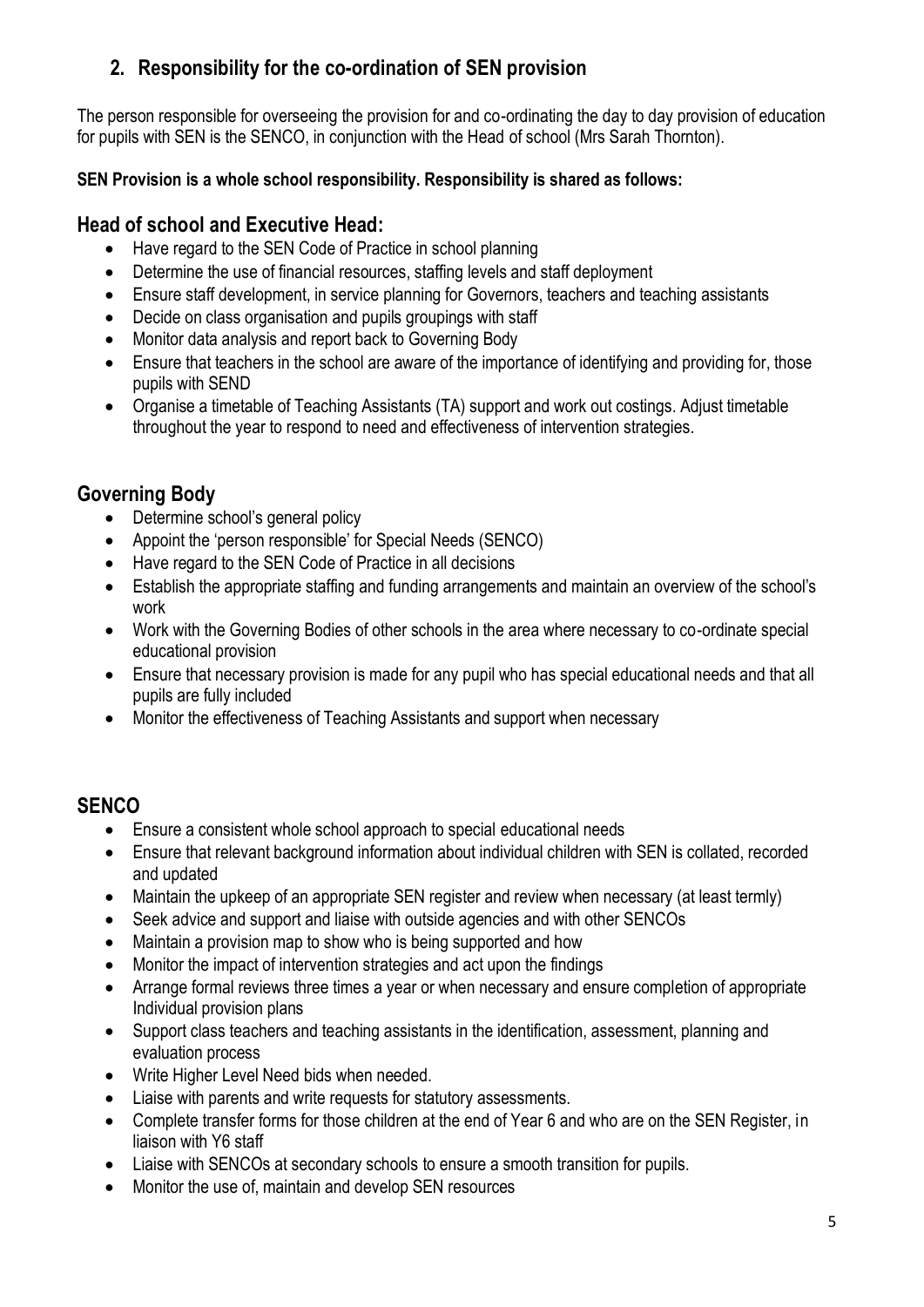## 2. Responsibility for the co-ordination of SEN provision

The person responsible for overseeing the provision for and co-ordinating the day to day provision of education for pupils with SEN is the SENCO, in conjunction with the Head of school (Mrs Sarah Thornton).

**SEN Provision is a whole school responsibility. Responsibility is shared as follows:**

### Head of school and Executive Head:

- Have regard to the SEN Code of Practice in school planning
- Determine the use of financial resources, staffing levels and staff deployment
- Ensure staff development, in service planning for Governors, teachers and teaching assistants
- Decide on class organisation and pupils groupings with staff
- Monitor data analysis and report back to Governing Body
- Ensure that teachers in the school are aware of the importance of identifying and providing for, those pupils with SEND
- Organise a timetable of Teaching Assistants (TA) support and work out costings. Adjust timetable throughout the year to respond to need and effectiveness of intervention strategies.

### Governing Body

- Determine school's general policy
- Appoint the 'person responsible' for Special Needs (SENCO)
- Have regard to the SEN Code of Practice in all decisions
- Establish the appropriate staffing and funding arrangements and maintain an overview of the school's work
- Work with the Governing Bodies of other schools in the area where necessary to co-ordinate special educational provision
- Ensure that necessary provision is made for any pupil who has special educational needs and that all pupils are fully included
- Monitor the effectiveness of Teaching Assistants and support when necessary

### SENCO

- Ensure a consistent whole school approach to special educational needs
- Ensure that relevant background information about individual children with SEN is collated, recorded and updated
- Maintain the upkeep of an appropriate SEN register and review when necessary (at least termly)
- Seek advice and support and liaise with outside agencies and with other SENCOs
- Maintain a provision map to show who is being supported and how
- Monitor the impact of intervention strategies and act upon the findings
- Arrange formal reviews three times a year or when necessary and ensure completion of appropriate Individual provision plans
- Support class teachers and teaching assistants in the identification, assessment, planning and evaluation process
- Write Higher Level Need bids when needed.
- Liaise with parents and write requests for statutory assessments.
- Complete transfer forms for those children at the end of Year 6 and who are on the SEN Register, in liaison with Y6 staff
- Liaise with SENCOs at secondary schools to ensure a smooth transition for pupils.
- Monitor the use of, maintain and develop SEN resources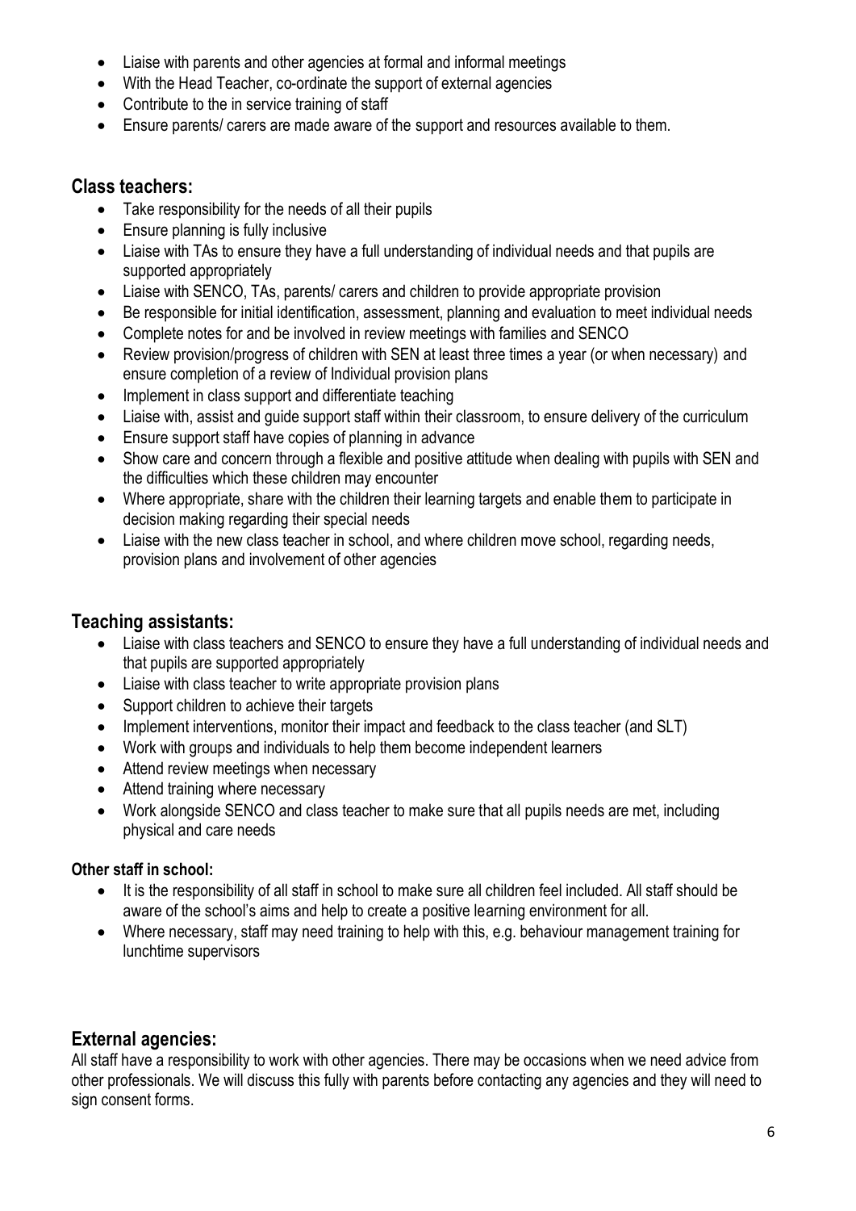- Liaise with parents and other agencies at formal and informal meetings
- With the Head Teacher, co-ordinate the support of external agencies
- Contribute to the in service training of staff
- Ensure parents/ carers are made aware of the support and resources available to them.

## Class teachers:

- Take responsibility for the needs of all their pupils
- Ensure planning is fully inclusive
- Liaise with TAs to ensure they have a full understanding of individual needs and that pupils are supported appropriately
- Liaise with SENCO, TAs, parents/ carers and children to provide appropriate provision
- Be responsible for initial identification, assessment, planning and evaluation to meet individual needs
- Complete notes for and be involved in review meetings with families and SENCO
- Review provision/progress of children with SEN at least three times a year (or when necessary) and ensure completion of a review of Individual provision plans
- Implement in class support and differentiate teaching
- Liaise with, assist and guide support staff within their classroom, to ensure delivery of the curriculum
- Ensure support staff have copies of planning in advance
- Show care and concern through a flexible and positive attitude when dealing with pupils with SEN and the difficulties which these children may encounter
- Where appropriate, share with the children their learning targets and enable them to participate in decision making regarding their special needs
- Liaise with the new class teacher in school, and where children move school, regarding needs, provision plans and involvement of other agencies

## Teaching assistants:

- Liaise with class teachers and SENCO to ensure they have a full understanding of individual needs and that pupils are supported appropriately
- Liaise with class teacher to write appropriate provision plans
- Support children to achieve their targets
- Implement interventions, monitor their impact and feedback to the class teacher (and SLT)
- Work with groups and individuals to help them become independent learners
- Attend review meetings when necessary
- Attend training where necessary
- Work alongside SENCO and class teacher to make sure that all pupils needs are met, including physical and care needs

### Other staff in school:

- It is the responsibility of all staff in school to make sure all children feel included. All staff should be aware of the school's aims and help to create a positive learning environment for all.
- Where necessary, staff may need training to help with this, e.g. behaviour management training for lunchtime supervisors

## External agencies:

All staff have a responsibility to work with other agencies. There may be occasions when we need advice from other professionals. We will discuss this fully with parents before contacting any agencies and they will need to sign consent forms.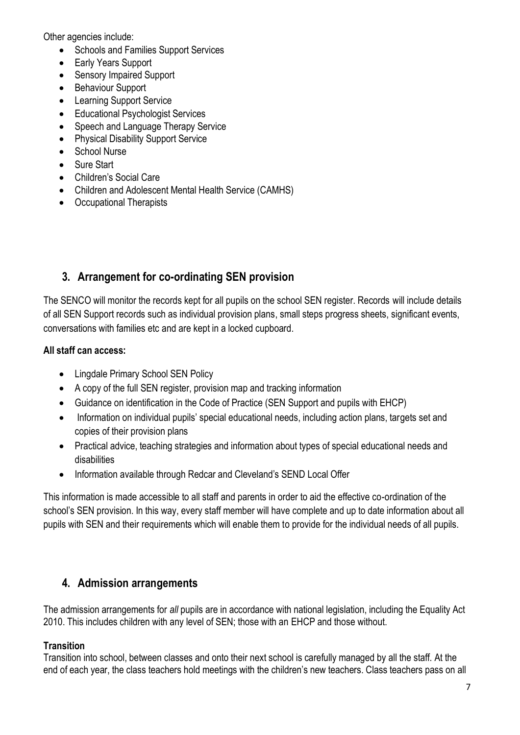Other agencies include:

- Schools and Families Support Services
- Early Years Support
- Sensory Impaired Support
- Behaviour Support
- Learning Support Service
- Educational Psychologist Services
- Speech and Language Therapy Service
- Physical Disability Support Service
- School Nurse
- Sure Start
- Children's Social Care
- Children and Adolescent Mental Health Service (CAMHS)
- Occupational Therapists

## 3. Arrangement for co-ordinating SEN provision

The SENCO will monitor the records kept for all pupils on the school SEN register. Records will include details of all SEN Support records such as individual provision plans, small steps progress sheets, significant events, conversations with families etc and are kept in a locked cupboard.

**All staff can access:**

- Lingdale Primary School SEN Policy
- A copy of the full SEN register, provision map and tracking information
- Guidance on identification in the Code of Practice (SEN Support and pupils with EHCP)
- Information on individual pupils' special educational needs, including action plans, targets set and copies of their provision plans
- Practical advice, teaching strategies and information about types of special educational needs and disabilities
- Information available through Redcar and Cleveland's SEND Local Offer

This information is made accessible to all staff and parents in order to aid the effective co-ordination of the school's SEN provision. In this way, every staff member will have complete and up to date information about all pupils with SEN and their requirements which will enable them to provide for the individual needs of all pupils.

## 4. Admission arrangements

The admission arrangements for *all* pupils are in accordance with national legislation, including the Equality Act 2010. This includes children with any level of SEN; those with an EHCP and those without.

**Transition**

Transition into school, between classes and onto their next school is carefully managed by all the staff. At the end of each year, the class teachers hold meetings with the children's new teachers. Class teachers pass on all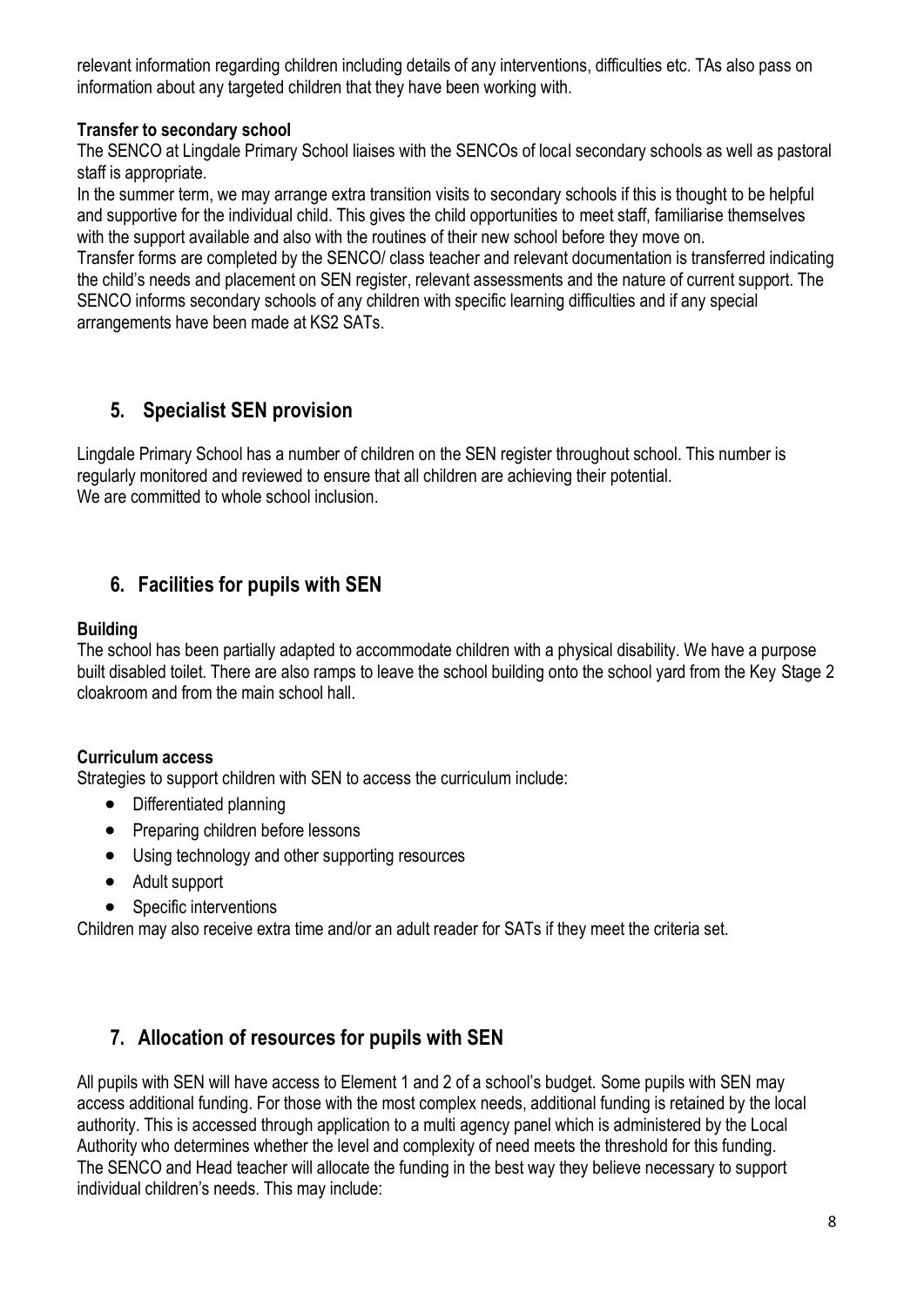relevant information regarding children including details of any interventions, difficulties etc. TAs also pass on information about any targeted children that they have been working with.

**Transfer to secondary school**

The SENCO at Lingdale Primary School liaises with the SENCOs of local secondary schools as well as pastoral staff is appropriate.

In the summer term, we may arrange extra transition visits to secondary schools if this is thought to be helpful and supportive for the individual child. This gives the child opportunities to meet staff, familiarise themselves with the support available and also with the routines of their new school before they move on.

Transfer forms are completed by the SENCO/ class teacher and relevant documentation is transferred indicating the child's needs and placement on SEN register, relevant assessments and the nature of current support. The SENCO informs secondary schools of any children with specific learning difficulties and if any special arrangements have been made at KS2 SATs.

## 5. Specialist SEN provision

Lingdale Primary School has a number of children on the SEN register throughout school. This number is regularly monitored and reviewed to ensure that all children are achieving their potential.
We are committed to whole school inclusion.

## 6. Facilities for pupils with SEN

**Building**

The school has been partially adapted to accommodate children with a physical disability. We have a purpose built disabled toilet. There are also ramps to leave the school building onto the school yard from the Key Stage 2 cloakroom and from the main school hall.

**Curriculum access**

Strategies to support children with SEN to access the curriculum include:

- Differentiated planning
- Preparing children before lessons
- Using technology and other supporting resources
- Adult support
- Specific interventions

Children may also receive extra time and/or an adult reader for SATs if they meet the criteria set.

## 7. Allocation of resources for pupils with SEN

All pupils with SEN will have access to Element 1 and 2 of a school's budget. Some pupils with SEN may access additional funding. For those with the most complex needs, additional funding is retained by the local authority. This is accessed through application to a multi agency panel which is administered by the Local Authority who determines whether the level and complexity of need meets the threshold for this funding.
The SENCO and Head teacher will allocate the funding in the best way they believe necessary to support individual children's needs. This may include: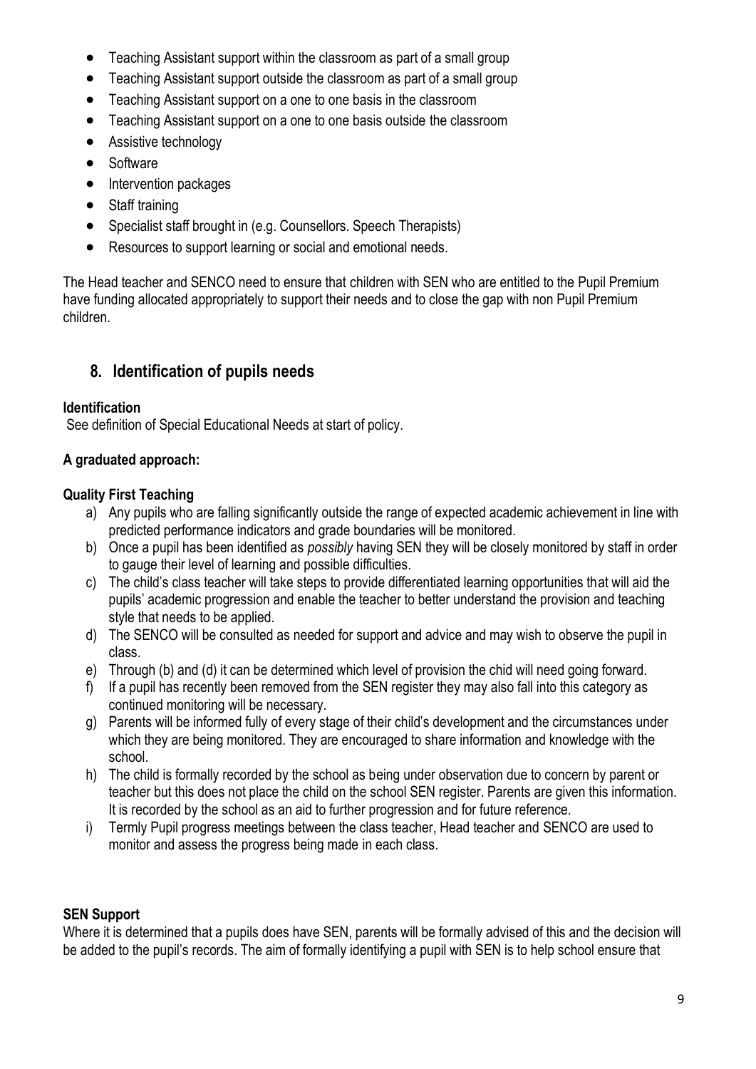- Teaching Assistant support within the classroom as part of a small group
- Teaching Assistant support outside the classroom as part of a small group
- Teaching Assistant support on a one to one basis in the classroom
- Teaching Assistant support on a one to one basis outside the classroom
- Assistive technology
- Software
- Intervention packages
- Staff training
- Specialist staff brought in (e.g. Counsellors. Speech Therapists)
- Resources to support learning or social and emotional needs.

The Head teacher and SENCO need to ensure that children with SEN who are entitled to the Pupil Premium have funding allocated appropriately to support their needs and to close the gap with non Pupil Premium children.

## 8. Identification of pupils needs

**Identification**

See definition of Special Educational Needs at start of policy.

**A graduated approach:**

**Quality First Teaching**

a) Any pupils who are falling significantly outside the range of expected academic achievement in line with predicted performance indicators and grade boundaries will be monitored.

b) Once a pupil has been identified as *possibly* having SEN they will be closely monitored by staff in order to gauge their level of learning and possible difficulties.

c) The child's class teacher will take steps to provide differentiated learning opportunities that will aid the pupils' academic progression and enable the teacher to better understand the provision and teaching style that needs to be applied.

d) The SENCO will be consulted as needed for support and advice and may wish to observe the pupil in class.

e) Through (b) and (d) it can be determined which level of provision the chid will need going forward.

f) If a pupil has recently been removed from the SEN register they may also fall into this category as continued monitoring will be necessary.

g) Parents will be informed fully of every stage of their child's development and the circumstances under which they are being monitored. They are encouraged to share information and knowledge with the school.

h) The child is formally recorded by the school as being under observation due to concern by parent or teacher but this does not place the child on the school SEN register. Parents are given this information. It is recorded by the school as an aid to further progression and for future reference.

i) Termly Pupil progress meetings between the class teacher, Head teacher and SENCO are used to monitor and assess the progress being made in each class.

**SEN Support**

Where it is determined that a pupils does have SEN, parents will be formally advised of this and the decision will be added to the pupil's records. The aim of formally identifying a pupil with SEN is to help school ensure that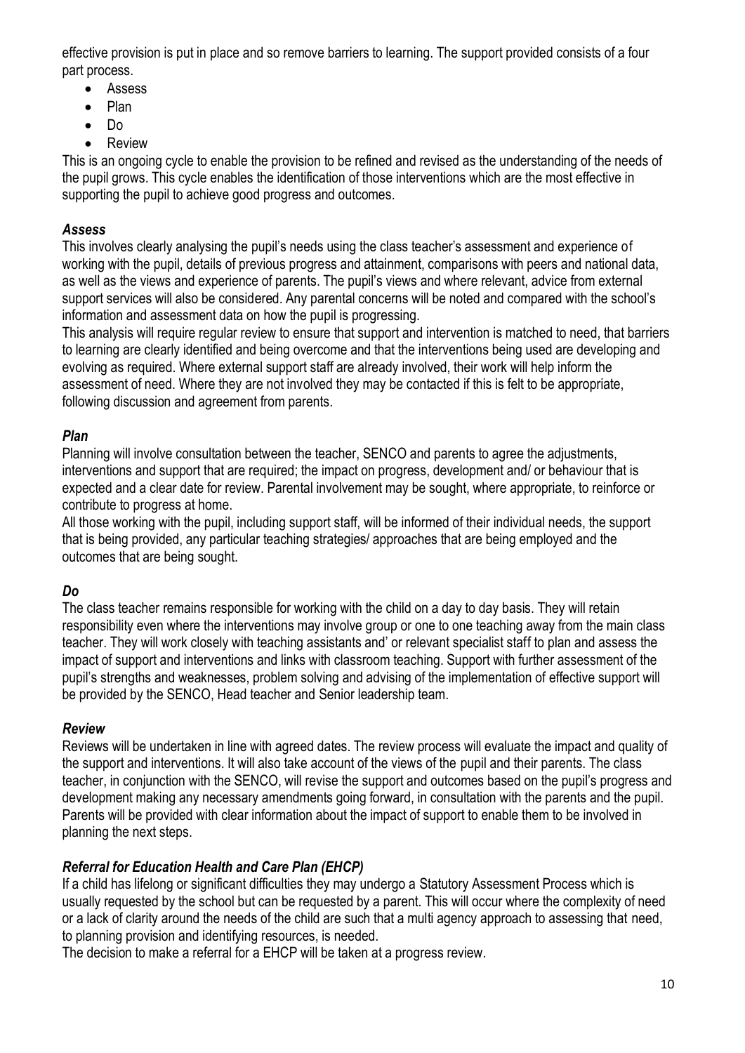effective provision is put in place and so remove barriers to learning. The support provided consists of a four part process.

- Assess
- Plan
- Do
- Review

This is an ongoing cycle to enable the provision to be refined and revised as the understanding of the needs of the pupil grows. This cycle enables the identification of those interventions which are the most effective in supporting the pupil to achieve good progress and outcomes.

***Assess***

This involves clearly analysing the pupil's needs using the class teacher's assessment and experience of working with the pupil, details of previous progress and attainment, comparisons with peers and national data, as well as the views and experience of parents. The pupil's views and where relevant, advice from external support services will also be considered. Any parental concerns will be noted and compared with the school's information and assessment data on how the pupil is progressing.

This analysis will require regular review to ensure that support and intervention is matched to need, that barriers to learning are clearly identified and being overcome and that the interventions being used are developing and evolving as required. Where external support staff are already involved, their work will help inform the assessment of need. Where they are not involved they may be contacted if this is felt to be appropriate, following discussion and agreement from parents.

***Plan***

Planning will involve consultation between the teacher, SENCO and parents to agree the adjustments, interventions and support that are required; the impact on progress, development and/ or behaviour that is expected and a clear date for review. Parental involvement may be sought, where appropriate, to reinforce or contribute to progress at home.

All those working with the pupil, including support staff, will be informed of their individual needs, the support that is being provided, any particular teaching strategies/ approaches that are being employed and the outcomes that are being sought.

***Do***

The class teacher remains responsible for working with the child on a day to day basis. They will retain responsibility even where the interventions may involve group or one to one teaching away from the main class teacher. They will work closely with teaching assistants and' or relevant specialist staff to plan and assess the impact of support and interventions and links with classroom teaching. Support with further assessment of the pupil's strengths and weaknesses, problem solving and advising of the implementation of effective support will be provided by the SENCO, Head teacher and Senior leadership team.

***Review***

Reviews will be undertaken in line with agreed dates. The review process will evaluate the impact and quality of the support and interventions. It will also take account of the views of the pupil and their parents. The class teacher, in conjunction with the SENCO, will revise the support and outcomes based on the pupil's progress and development making any necessary amendments going forward, in consultation with the parents and the pupil. Parents will be provided with clear information about the impact of support to enable them to be involved in planning the next steps.

***Referral for Education Health and Care Plan (EHCP)***

If a child has lifelong or significant difficulties they may undergo a Statutory Assessment Process which is usually requested by the school but can be requested by a parent. This will occur where the complexity of need or a lack of clarity around the needs of the child are such that a multi agency approach to assessing that need, to planning provision and identifying resources, is needed.

The decision to make a referral for a EHCP will be taken at a progress review.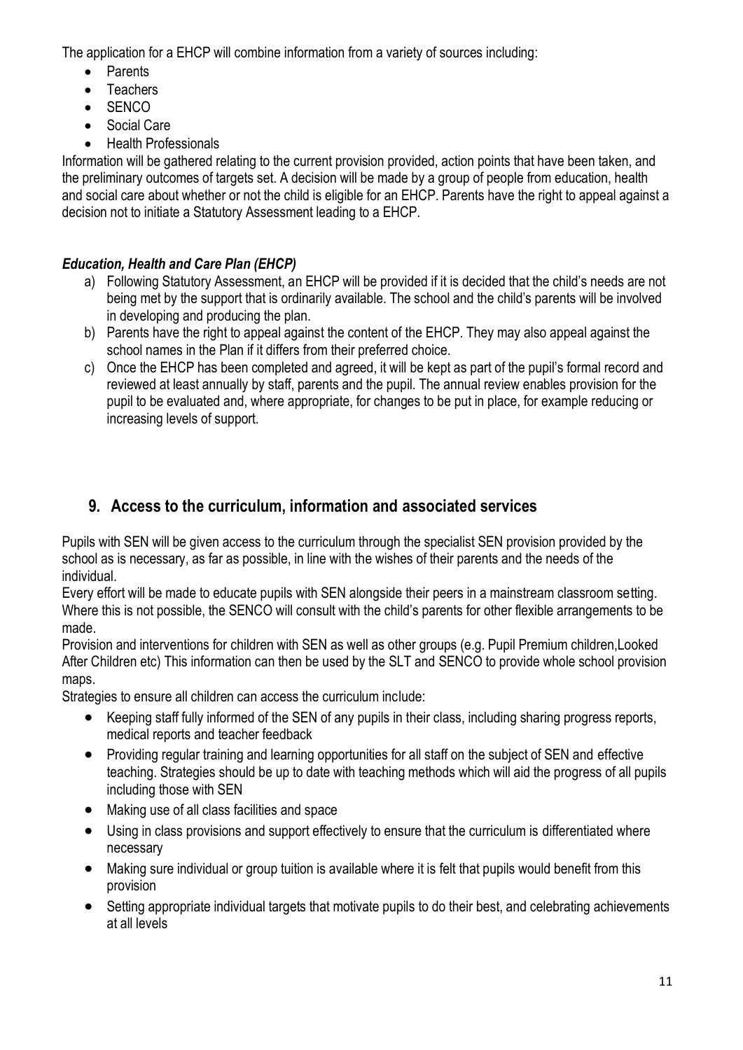The application for a EHCP will combine information from a variety of sources including:

- Parents
- Teachers
- SENCO
- Social Care
- Health Professionals

Information will be gathered relating to the current provision provided, action points that have been taken, and the preliminary outcomes of targets set. A decision will be made by a group of people from education, health and social care about whether or not the child is eligible for an EHCP. Parents have the right to appeal against a decision not to initiate a Statutory Assessment leading to a EHCP.

### *Education, Health and Care Plan (EHCP)*

a) Following Statutory Assessment, an EHCP will be provided if it is decided that the child's needs are not being met by the support that is ordinarily available. The school and the child's parents will be involved in developing and producing the plan.

b) Parents have the right to appeal against the content of the EHCP. They may also appeal against the school names in the Plan if it differs from their preferred choice.

c) Once the EHCP has been completed and agreed, it will be kept as part of the pupil's formal record and reviewed at least annually by staff, parents and the pupil. The annual review enables provision for the pupil to be evaluated and, where appropriate, for changes to be put in place, for example reducing or increasing levels of support.

## 9. Access to the curriculum, information and associated services

Pupils with SEN will be given access to the curriculum through the specialist SEN provision provided by the school as is necessary, as far as possible, in line with the wishes of their parents and the needs of the individual.

Every effort will be made to educate pupils with SEN alongside their peers in a mainstream classroom setting. Where this is not possible, the SENCO will consult with the child's parents for other flexible arrangements to be made.

Provision and interventions for children with SEN as well as other groups (e.g. Pupil Premium children,Looked After Children etc) This information can then be used by the SLT and SENCO to provide whole school provision maps.

Strategies to ensure all children can access the curriculum include:

- Keeping staff fully informed of the SEN of any pupils in their class, including sharing progress reports, medical reports and teacher feedback
- Providing regular training and learning opportunities for all staff on the subject of SEN and effective teaching. Strategies should be up to date with teaching methods which will aid the progress of all pupils including those with SEN
- Making use of all class facilities and space
- Using in class provisions and support effectively to ensure that the curriculum is differentiated where necessary
- Making sure individual or group tuition is available where it is felt that pupils would benefit from this provision
- Setting appropriate individual targets that motivate pupils to do their best, and celebrating achievements at all levels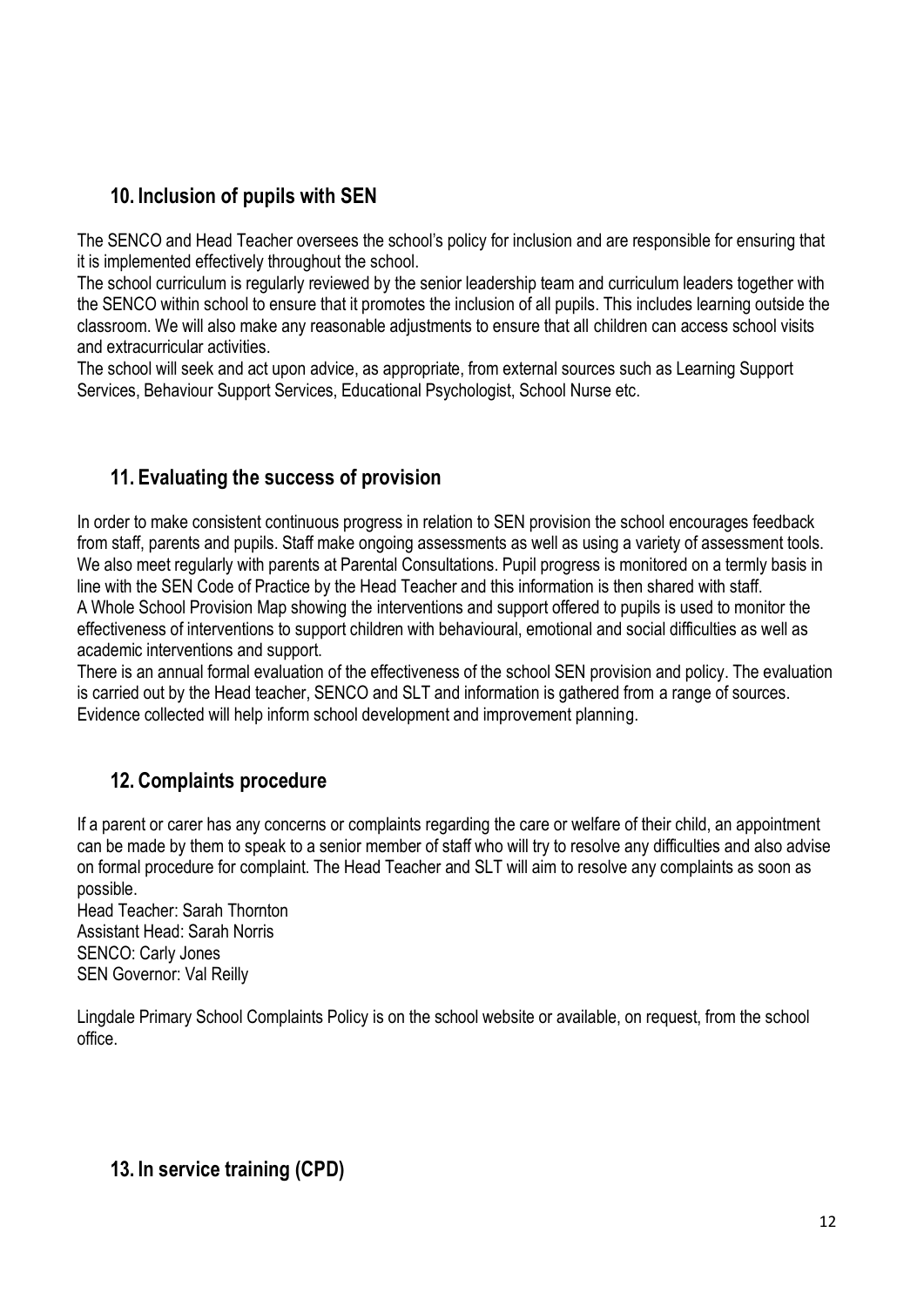## 10. Inclusion of pupils with SEN

The SENCO and Head Teacher oversees the school's policy for inclusion and are responsible for ensuring that it is implemented effectively throughout the school.

The school curriculum is regularly reviewed by the senior leadership team and curriculum leaders together with the SENCO within school to ensure that it promotes the inclusion of all pupils. This includes learning outside the classroom. We will also make any reasonable adjustments to ensure that all children can access school visits and extracurricular activities.

The school will seek and act upon advice, as appropriate, from external sources such as Learning Support Services, Behaviour Support Services, Educational Psychologist, School Nurse etc.

## 11. Evaluating the success of provision

In order to make consistent continuous progress in relation to SEN provision the school encourages feedback from staff, parents and pupils. Staff make ongoing assessments as well as using a variety of assessment tools. We also meet regularly with parents at Parental Consultations. Pupil progress is monitored on a termly basis in line with the SEN Code of Practice by the Head Teacher and this information is then shared with staff.

A Whole School Provision Map showing the interventions and support offered to pupils is used to monitor the effectiveness of interventions to support children with behavioural, emotional and social difficulties as well as academic interventions and support.

There is an annual formal evaluation of the effectiveness of the school SEN provision and policy. The evaluation is carried out by the Head teacher, SENCO and SLT and information is gathered from a range of sources. Evidence collected will help inform school development and improvement planning.

## 12. Complaints procedure

If a parent or carer has any concerns or complaints regarding the care or welfare of their child, an appointment can be made by them to speak to a senior member of staff who will try to resolve any difficulties and also advise on formal procedure for complaint. The Head Teacher and SLT will aim to resolve any complaints as soon as possible.

Head Teacher: Sarah Thornton
Assistant Head: Sarah Norris
SENCO: Carly Jones
SEN Governor: Val Reilly

Lingdale Primary School Complaints Policy is on the school website or available, on request, from the school office.

## 13. In service training (CPD)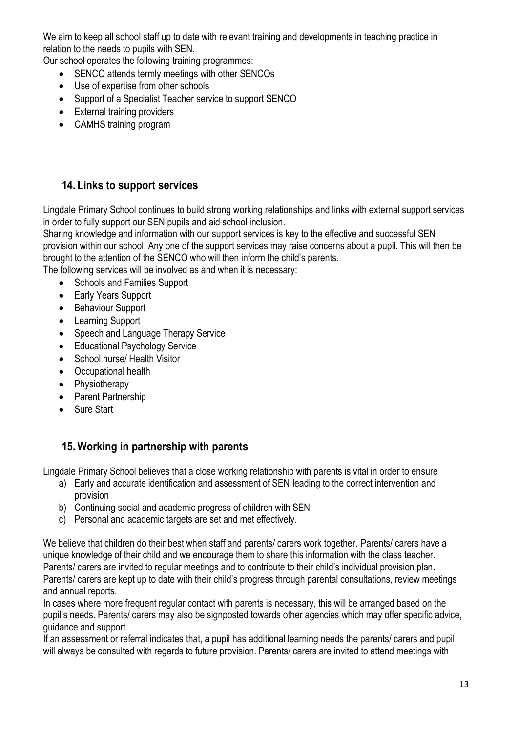We aim to keep all school staff up to date with relevant training and developments in teaching practice in relation to the needs to pupils with SEN.
Our school operates the following training programmes:

- SENCO attends termly meetings with other SENCOs
- Use of expertise from other schools
- Support of a Specialist Teacher service to support SENCO
- External training providers
- CAMHS training program

## 14. Links to support services

Lingdale Primary School continues to build strong working relationships and links with external support services in order to fully support our SEN pupils and aid school inclusion.
Sharing knowledge and information with our support services is key to the effective and successful SEN provision within our school. Any one of the support services may raise concerns about a pupil. This will then be brought to the attention of the SENCO who will then inform the child's parents.
The following services will be involved as and when it is necessary:

- Schools and Families Support
- Early Years Support
- Behaviour Support
- Learning Support
- Speech and Language Therapy Service
- Educational Psychology Service
- School nurse/ Health Visitor
- Occupational health
- Physiotherapy
- Parent Partnership
- Sure Start

## 15. Working in partnership with parents

Lingdale Primary School believes that a close working relationship with parents is vital in order to ensure

a) Early and accurate identification and assessment of SEN leading to the correct intervention and provision
b) Continuing social and academic progress of children with SEN
c) Personal and academic targets are set and met effectively.

We believe that children do their best when staff and parents/ carers work together. Parents/ carers have a unique knowledge of their child and we encourage them to share this information with the class teacher. Parents/ carers are invited to regular meetings and to contribute to their child's individual provision plan. Parents/ carers are kept up to date with their child's progress through parental consultations, review meetings and annual reports.
In cases where more frequent regular contact with parents is necessary, this will be arranged based on the pupil's needs. Parents/ carers may also be signposted towards other agencies which may offer specific advice, guidance and support.
If an assessment or referral indicates that, a pupil has additional learning needs the parents/ carers and pupil will always be consulted with regards to future provision. Parents/ carers are invited to attend meetings with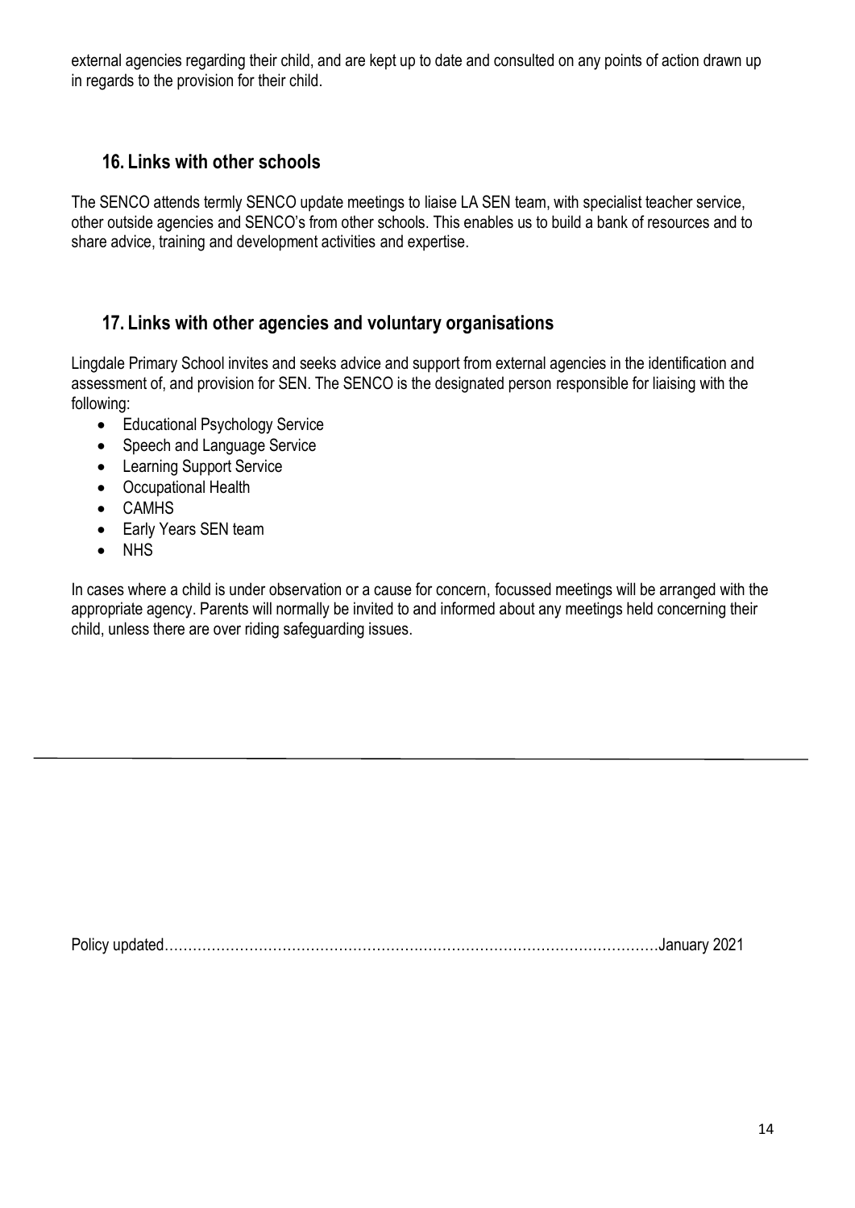external agencies regarding their child, and are kept up to date and consulted on any points of action drawn up in regards to the provision for their child.

## 16. Links with other schools

The SENCO attends termly SENCO update meetings to liaise LA SEN team, with specialist teacher service, other outside agencies and SENCO's from other schools. This enables us to build a bank of resources and to share advice, training and development activities and expertise.

## 17. Links with other agencies and voluntary organisations

Lingdale Primary School invites and seeks advice and support from external agencies in the identification and assessment of, and provision for SEN. The SENCO is the designated person responsible for liaising with the following:

- Educational Psychology Service
- Speech and Language Service
- Learning Support Service
- Occupational Health
- CAMHS
- Early Years SEN team
- NHS

In cases where a child is under observation or a cause for concern, focussed meetings will be arranged with the appropriate agency. Parents will normally be invited to and informed about any meetings held concerning their child, unless there are over riding safeguarding issues.

---

Policy updated………………………………………………………………………………………………January 2021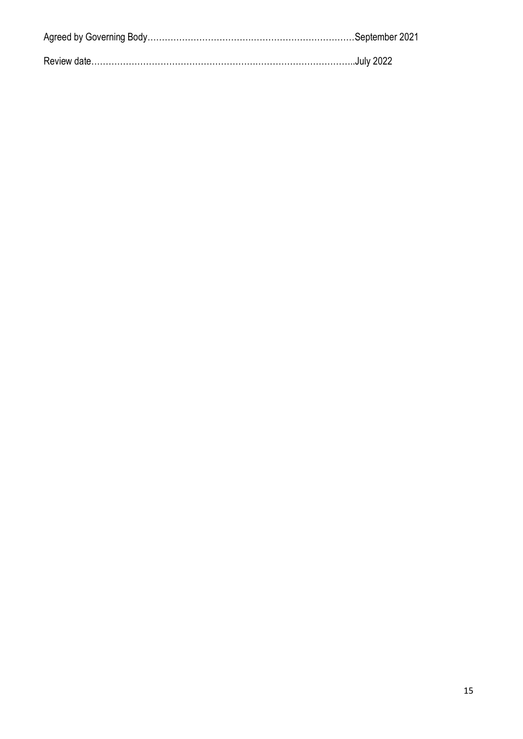Agreed by Governing Body……………………………………………………………………September 2021

Review date……………………………………………………………………………….July 2022